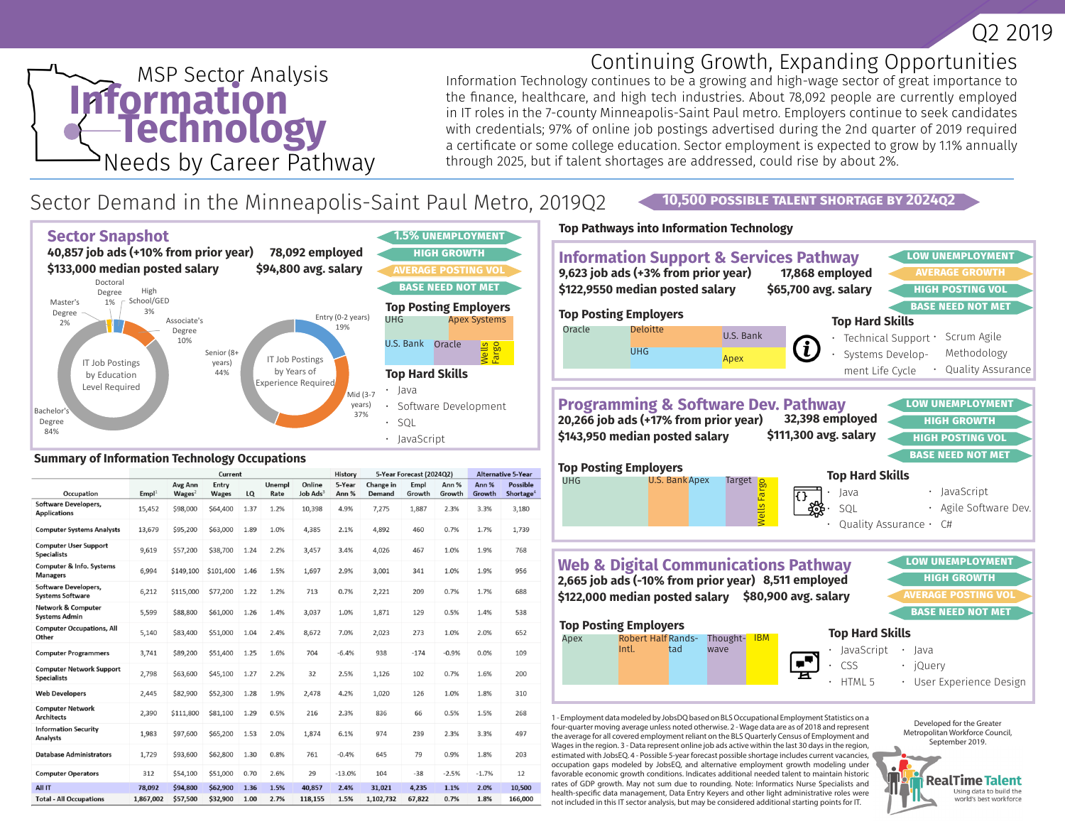Q2 2019

# MSP Sector Analysis
# Information Technology
## Needs by Career Pathway

## Continuing Growth, Expanding Opportunities

Information Technology continues to be a growing and high-wage sector of great importance to the finance, healthcare, and high tech industries. About 78,092 people are currently employed in IT roles in the 7-county Minneapolis-Saint Paul metro. Employers continue to seek candidates with credentials; 97% of online job postings advertised during the 2nd quarter of 2019 required a certificate or some college education. Sector employment is expected to grow by 1.1% annually through 2025, but if talent shortages are addressed, could rise by about 2%.

## Sector Demand in the Minneapolis-Saint Paul Metro, 2019Q2

**10,500 POSSIBLE TALENT SHORTAGE BY 2024Q2**

### Sector Snapshot

**40,857 job ads (+10% from prior year)** | **78,092 employed**
**$133,000 median posted salary** | **$94,800 avg. salary**

- 1.5% UNEMPLOYMENT
- HIGH GROWTH
- AVERAGE POSTING VOL
- BASE NEED NOT MET

IT Job Postings by Education Level Required:
- Doctoral Degree 1%
- High School/GED 3%
- Master's Degree 2%
- Associate's Degree 10%
- Bachelor's Degree 84%

IT Job Postings by Years of Experience Required:
- Entry (0-2 years) 19%
- Mid (3-7 years) 37%
- Senior (8+ years) 44%

**Top Posting Employers**
UHG, Apex Systems, U.S. Bank, Oracle, Wells Fargo

**Top Hard Skills**
- Java
- Software Development
- SQL
- JavaScript

### Summary of Information Technology Occupations

| Occupation | Current | | | | | | History | 5-Year Forecast (2024Q2) | | | Alternative 5-Year | |
|---|---|---|---|---|---|---|---|---|---|---|---|---|
| | Empl[1] | Avg Ann Wages[2] | Entry Wages | LQ | Unempl Rate | Online Job Ads[3] | 5-Year Ann % | Change in Demand | Empl Growth | Ann % Growth | Ann % Growth | Possible Shortage[4] |
| Software Developers, Applications | 15,452 | $98,000 | $64,400 | 1.37 | 1.2% | 10,398 | 4.9% | 7,275 | 1,887 | 2.3% | 3.3% | 3,180 |
| Computer Systems Analysts | 13,679 | $95,200 | $63,000 | 1.89 | 1.0% | 4,385 | 2.1% | 4,892 | 460 | 0.7% | 1.7% | 1,739 |
| Computer User Support Specialists | 9,619 | $57,200 | $38,700 | 1.24 | 2.2% | 3,457 | 3.4% | 4,026 | 467 | 1.0% | 1.9% | 768 |
| Computer & Info. Systems Managers | 6,994 | $149,100 | $101,400 | 1.46 | 1.5% | 1,697 | 2.9% | 3,001 | 341 | 1.0% | 1.9% | 956 |
| Software Developers, Systems Software | 6,212 | $115,000 | $77,200 | 1.22 | 1.2% | 713 | 0.7% | 2,221 | 209 | 0.7% | 1.7% | 688 |
| Network & Computer Systems Admin | 5,599 | $88,800 | $61,000 | 1.26 | 1.4% | 3,037 | 1.0% | 1,871 | 129 | 0.5% | 1.4% | 538 |
| Computer Occupations, All Other | 5,140 | $83,400 | $51,000 | 1.04 | 2.4% | 8,672 | 7.0% | 2,023 | 273 | 1.0% | 2.0% | 652 |
| Computer Programmers | 3,741 | $89,200 | $51,400 | 1.25 | 1.6% | 704 | -6.4% | 938 | -174 | -0.9% | 0.0% | 109 |
| Computer Network Support Specialists | 2,798 | $63,600 | $45,100 | 1.27 | 2.2% | 32 | 2.5% | 1,126 | 102 | 0.7% | 1.6% | 200 |
| Web Developers | 2,445 | $82,900 | $52,300 | 1.28 | 1.9% | 2,478 | 4.2% | 1,020 | 126 | 1.0% | 1.8% | 310 |
| Computer Network Architects | 2,390 | $111,800 | $81,100 | 1.29 | 0.5% | 216 | 2.3% | 836 | 66 | 0.5% | 1.5% | 268 |
| Information Security Analysts | 1,983 | $97,600 | $65,200 | 1.53 | 2.0% | 1,874 | 6.1% | 974 | 239 | 2.3% | 3.3% | 497 |
| Database Administrators | 1,729 | $93,600 | $62,800 | 1.30 | 0.8% | 761 | -0.4% | 645 | 79 | 0.9% | 1.8% | 203 |
| Computer Operators | 312 | $54,100 | $51,000 | 0.70 | 2.6% | 29 | -13.0% | 104 | -38 | -2.5% | -1.7% | 12 |
| **All IT** | **78,092** | **$94,800** | **$62,900** | **1.36** | **1.5%** | **40,857** | **2.4%** | **31,021** | **4,235** | **1.1%** | **2.0%** | **10,500** |
| **Total - All Occupations** | **1,867,002** | **$57,500** | **$32,900** | **1.00** | **2.7%** | **118,155** | **1.5%** | **1,102,732** | **67,822** | **0.7%** | **1.8%** | **166,000** |

## Top Pathways into Information Technology

### Information Support & Services Pathway

**9,623 job ads (+3% from prior year)** | **17,868 employed**
**$122,9550 median posted salary** | **$65,700 avg. salary**

- LOW UNEMPLOYMENT
- AVERAGE GROWTH
- HIGH POSTING VOL
- BASE NEED NOT MET

**Top Posting Employers**
Oracle, Deloitte, U.S. Bank, UHG, Apex

**Top Hard Skills**
- Technical Support
- Systems Development Life Cycle
- Scrum Agile Methodology
- Quality Assurance

### Programming & Software Dev. Pathway

**20,266 job ads (+17% from prior year)** | **32,398 employed**
**$143,950 median posted salary** | **$111,300 avg. salary**

- LOW UNEMPLOYMENT
- HIGH GROWTH
- HIGH POSTING VOL
- BASE NEED NOT MET

**Top Posting Employers**
UHG, U.S. Bank, Apex, Target, Wells Fargo

**Top Hard Skills**
- Java
- SQL
- Quality Assurance
- JavaScript
- Agile Software Dev.
- C#

### Web & Digital Communications Pathway

**2,665 job ads (-10% from prior year)** | **8,511 employed**
**$122,000 median posted salary** | **$80,900 avg. salary**

- LOW UNEMPLOYMENT
- HIGH GROWTH
- AVERAGE POSTING VOL
- BASE NEED NOT MET

**Top Posting Employers**
Apex, Robert Half Intl., Randstad, Thoughtwave, IBM

**Top Hard Skills**
- JavaScript
- CSS
- HTML 5
- Java
- jQuery
- User Experience Design

1 - Employment data modeled by JobsDQ based on BLS Occupational Employment Statistics on a four-quarter moving average unless noted otherwise. 2 - Wage data are as of 2018 and represent the average for all covered employment reliant on the BLS Quarterly Census of Employment and Wages in the region. 3 - Data represent online job ads active within the last 30 days in the region, estimated with JobsEQ. 4 - Possible 5-year forecast possible shortage includes current vacancies, occupation gaps modeled by JobsEQ, and alternative employment growth modeling under favorable economic growth conditions. Indicates additional needed talent to maintain historic rates of GDP growth. May not sum due to rounding. Note: Informatics Nurse Specialists and health-specific data management, Data Entry Keyers and other light administrative roles were not included in this IT sector analysis, but may be considered additional starting points for IT.

Developed for the Greater Metropolitan Workforce Council, September 2019.

RealTime Talent — Using data to build the world's best workforce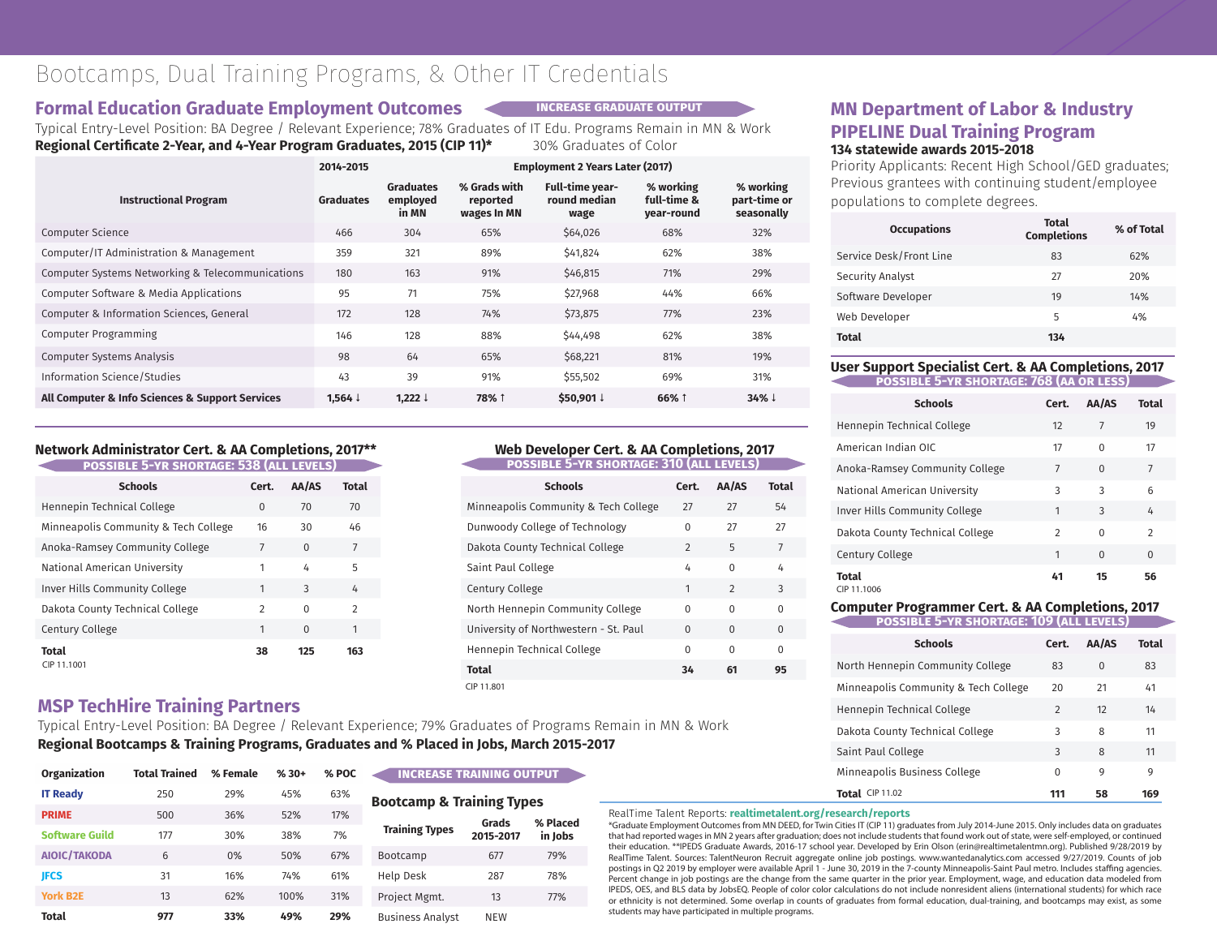# Bootcamps, Dual Training Programs, & Other IT Credentials

## Formal Education Graduate Employment Outcomes

INCREASE GRADUATE OUTPUT

Typical Entry-Level Position: BA Degree / Relevant Experience; 78% Graduates of IT Edu. Programs Remain in MN & Work

**Regional Certificate 2-Year, and 4-Year Program Graduates, 2015 (CIP 11)*** 30% Graduates of Color

| Instructional Program | 2014-2015 | Employment 2 Years Later (2017) | | | | | |
|---|---|---|---|---|---|---|---|
| | Graduates | Graduates employed in MN | % Grads with reported wages In MN | Full-time year-round median wage | % working full-time & year-round | % working part-time or seasonally |
| Computer Science | 466 | 304 | 65% | $64,026 | 68% | 32% |
| Computer/IT Administration & Management | 359 | 321 | 89% | $41,824 | 62% | 38% |
| Computer Systems Networking & Telecommunications | 180 | 163 | 91% | $46,815 | 71% | 29% |
| Computer Software & Media Applications | 95 | 71 | 75% | $27,968 | 44% | 66% |
| Computer & Information Sciences, General | 172 | 128 | 74% | $73,875 | 77% | 23% |
| Computer Programming | 146 | 128 | 88% | $44,498 | 62% | 38% |
| Computer Systems Analysis | 98 | 64 | 65% | $68,221 | 81% | 19% |
| Information Science/Studies | 43 | 39 | 91% | $55,502 | 69% | 31% |
| **All Computer & Info Sciences & Support Services** | **1,564 ↓** | **1,222 ↓** | **78% ↑** | **$50,901 ↓** | **66% ↑** | **34% ↓** |

### Network Administrator Cert. & AA Completions, 2017**

POSSIBLE 5-YR SHORTAGE: 538 (ALL LEVELS)

| Schools | Cert. | AA/AS | Total |
|---|---|---|---|
| Hennepin Technical College | 0 | 70 | 70 |
| Minneapolis Community & Tech College | 16 | 30 | 46 |
| Anoka-Ramsey Community College | 7 | 0 | 7 |
| National American University | 1 | 4 | 5 |
| Inver Hills Community College | 1 | 3 | 4 |
| Dakota County Technical College | 2 | 0 | 2 |
| Century College | 1 | 0 | 1 |
| **Total** | **38** | **125** | **163** |

CIP 11.1001

### Web Developer Cert. & AA Completions, 2017

POSSIBLE 5-YR SHORTAGE: 310 (ALL LEVELS)

| Schools | Cert. | AA/AS | Total |
|---|---|---|---|
| Minneapolis Community & Tech College | 27 | 27 | 54 |
| Dunwoody College of Technology | 0 | 27 | 27 |
| Dakota County Technical College | 2 | 5 | 7 |
| Saint Paul College | 4 | 0 | 4 |
| Century College | 1 | 2 | 3 |
| North Hennepin Community College | 0 | 0 | 0 |
| University of Northwestern - St. Paul | 0 | 0 | 0 |
| Hennepin Technical College | 0 | 0 | 0 |
| **Total** | **34** | **61** | **95** |

CIP 11.801

## MSP TechHire Training Partners

Typical Entry-Level Position: BA Degree / Relevant Experience; 79% Graduates of Programs Remain in MN & Work

**Regional Bootcamps & Training Programs, Graduates and % Placed in Jobs, March 2015-2017**

| Organization | Total Trained | % Female | % 30+ | % POC |
|---|---|---|---|---|
| IT Ready | 250 | 29% | 45% | 63% |
| PRIME | 500 | 36% | 52% | 17% |
| Software Guild | 177 | 30% | 38% | 7% |
| AIOIC/TAKODA | 6 | 0% | 50% | 67% |
| JFCS | 31 | 16% | 74% | 61% |
| York B2E | 13 | 62% | 100% | 31% |
| **Total** | **977** | **33%** | **49%** | **29%** |

INCREASE TRAINING OUTPUT

### Bootcamp & Training Types

| Training Types | Grads 2015-2017 | % Placed in Jobs |
|---|---|---|
| Bootcamp | 677 | 79% |
| Help Desk | 287 | 78% |
| Project Mgmt. | 13 | 77% |
| Business Analyst | NEW | |

## MN Department of Labor & Industry PIPELINE Dual Training Program

**134 statewide awards 2015-2018**

Priority Applicants: Recent High School/GED graduates; Previous grantees with continuing student/employee populations to complete degrees.

| Occupations | Total Completions | % of Total |
|---|---|---|
| Service Desk/Front Line | 83 | 62% |
| Security Analyst | 27 | 20% |
| Software Developer | 19 | 14% |
| Web Developer | 5 | 4% |
| **Total** | **134** | |

### User Support Specialist Cert. & AA Completions, 2017

POSSIBLE 5-YR SHORTAGE: 768 (AA OR LESS)

| Schools | Cert. | AA/AS | Total |
|---|---|---|---|
| Hennepin Technical College | 12 | 7 | 19 |
| American Indian OIC | 17 | 0 | 17 |
| Anoka-Ramsey Community College | 7 | 0 | 7 |
| National American University | 3 | 3 | 6 |
| Inver Hills Community College | 1 | 3 | 4 |
| Dakota County Technical College | 2 | 0 | 2 |
| Century College | 1 | 0 | 0 |
| **Total** | **41** | **15** | **56** |

CIP 11.1006

### Computer Programmer Cert. & AA Completions, 2017

POSSIBLE 5-YR SHORTAGE: 109 (ALL LEVELS)

| Schools | Cert. | AA/AS | Total |
|---|---|---|---|
| North Hennepin Community College | 83 | 0 | 83 |
| Minneapolis Community & Tech College | 20 | 21 | 41 |
| Hennepin Technical College | 2 | 12 | 14 |
| Dakota County Technical College | 3 | 8 | 11 |
| Saint Paul College | 3 | 8 | 11 |
| Minneapolis Business College | 0 | 9 | 9 |
| **Total** CIP 11.02 | **111** | **58** | **169** |

RealTime Talent Reports: **realtimetalent.org/research/reports**

*Graduate Employment Outcomes from MN DEED, for Twin Cities IT (CIP 11) graduates from July 2014-June 2015. Only includes data on graduates that had reported wages in MN 2 years after graduation; does not include students that found work out of state, were self-employed, or continued their education. **IPEDS Graduate Awards, 2016-17 school year. Developed by Erin Olson (erin@realtimetalentmn.org). Published 9/28/2019 by RealTime Talent. Sources: TalentNeuron Recruit aggregate online job postings. www.wantedanalytics.com accessed 9/27/2019. Counts of job postings in Q2 2019 by employer were available April 1 - June 30, 2019 in the 7-county Minneapolis-Saint Paul metro. Includes staffing agencies. Percent change in job postings are the change from the same quarter in the prior year. Employment, wage, and education data modeled from IPEDS, OES, and BLS data by JobsEQ. People of color color calculations do not include nonresident aliens (international students) for which race or ethnicity is not determined. Some overlap in counts of graduates from formal education, dual-training, and bootcamps may exist, as some students may have participated in multiple programs.